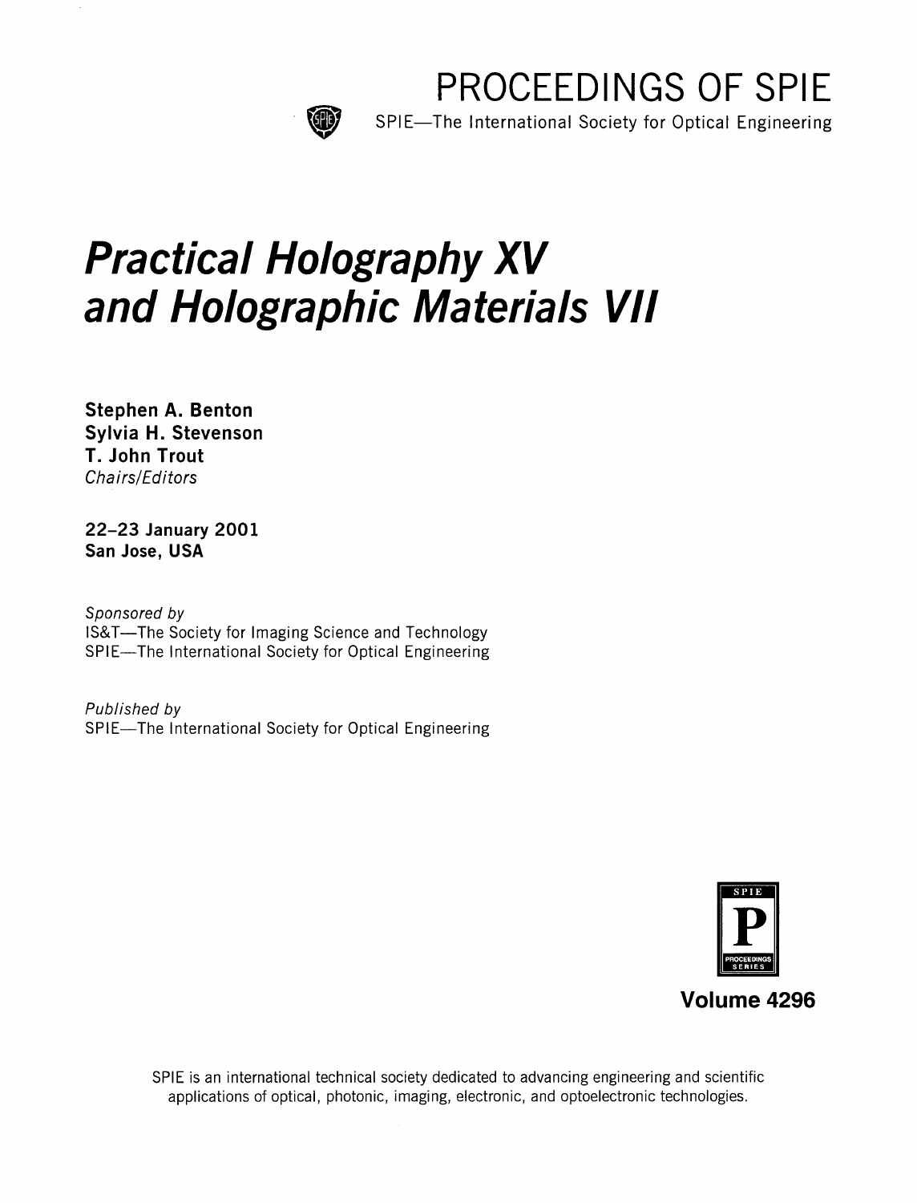PROCEEDINGS OF SPIE

SPIE—The International Society for Optical Engineering

# Practical Holography XV and Holographic Materials VII

**Stephen A. Benton**
**Sylvia H. Stevenson**
**T. John Trout**
*Chairs/Editors*

**22–23 January 2001**
**San Jose, USA**

*Sponsored by*
IS&T—The Society for Imaging Science and Technology
SPIE—The International Society for Optical Engineering

*Published by*
SPIE—The International Society for Optical Engineering

**Volume 4296**

SPIE is an international technical society dedicated to advancing engineering and scientific applications of optical, photonic, imaging, electronic, and optoelectronic technologies.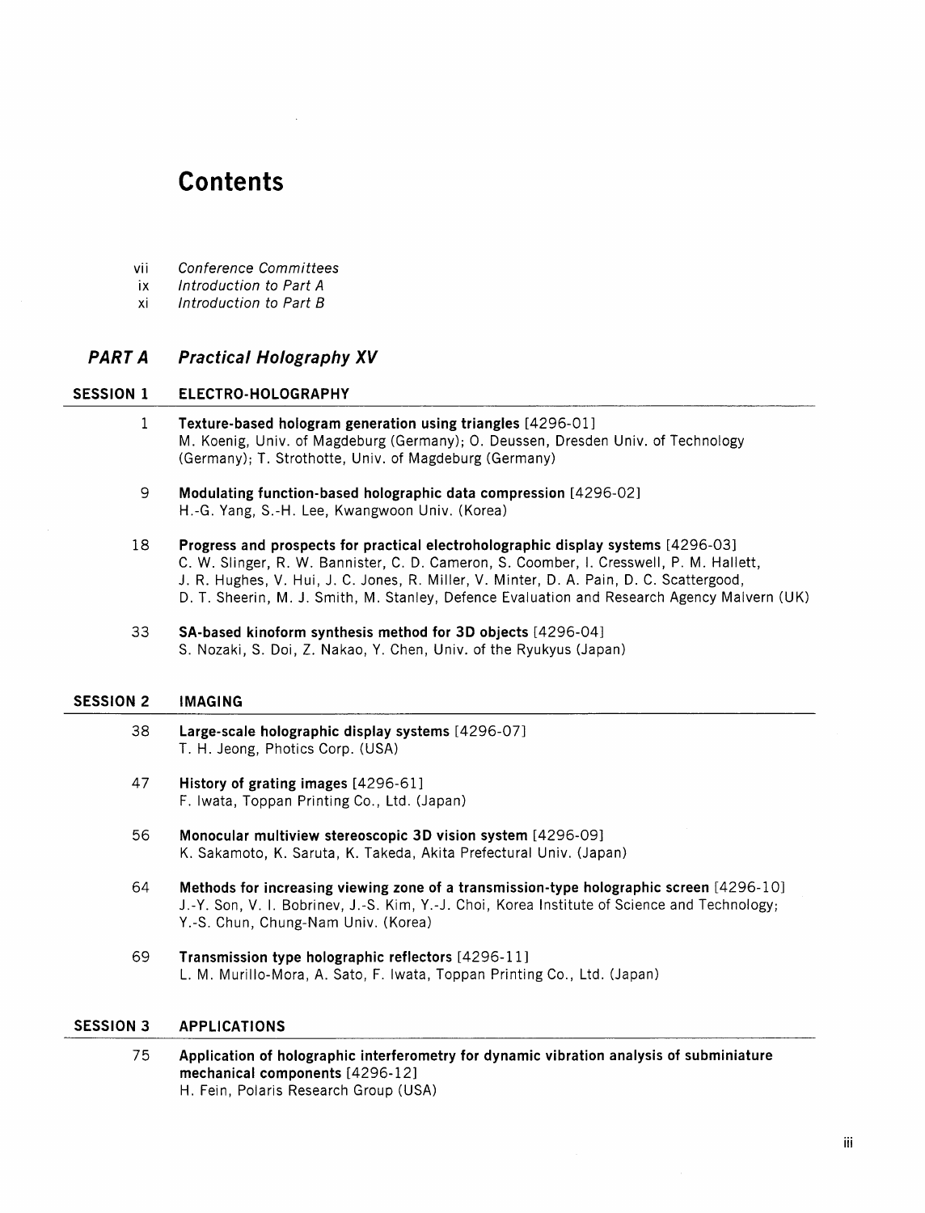# Contents

- vii *Conference Committees*
- ix *Introduction to Part A*
- xi *Introduction to Part B*

## *PART A Practical Holography XV*

### SESSION 1 ELECTRO-HOLOGRAPHY

1 **Texture-based hologram generation using triangles** [4296-01]
M. Koenig, Univ. of Magdeburg (Germany); O. Deussen, Dresden Univ. of Technology (Germany); T. Strothotte, Univ. of Magdeburg (Germany)

9 **Modulating function-based holographic data compression** [4296-02]
H.-G. Yang, S.-H. Lee, Kwangwoon Univ. (Korea)

18 **Progress and prospects for practical electroholographic display systems** [4296-03]
C. W. Slinger, R. W. Bannister, C. D. Cameron, S. Coomber, I. Cresswell, P. M. Hallett, J. R. Hughes, V. Hui, J. C. Jones, R. Miller, V. Minter, D. A. Pain, D. C. Scattergood, D. T. Sheerin, M. J. Smith, M. Stanley, Defence Evaluation and Research Agency Malvern (UK)

33 **SA-based kinoform synthesis method for 3D objects** [4296-04]
S. Nozaki, S. Doi, Z. Nakao, Y. Chen, Univ. of the Ryukyus (Japan)

### SESSION 2 IMAGING

38 **Large-scale holographic display systems** [4296-07]
T. H. Jeong, Photics Corp. (USA)

47 **History of grating images** [4296-61]
F. Iwata, Toppan Printing Co., Ltd. (Japan)

56 **Monocular multiview stereoscopic 3D vision system** [4296-09]
K. Sakamoto, K. Saruta, K. Takeda, Akita Prefectural Univ. (Japan)

64 **Methods for increasing viewing zone of a transmission-type holographic screen** [4296-10]
J.-Y. Son, V. I. Bobrinev, J.-S. Kim, Y.-J. Choi, Korea Institute of Science and Technology; Y.-S. Chun, Chung-Nam Univ. (Korea)

69 **Transmission type holographic reflectors** [4296-11]
L. M. Murillo-Mora, A. Sato, F. Iwata, Toppan Printing Co., Ltd. (Japan)

### SESSION 3 APPLICATIONS

75 **Application of holographic interferometry for dynamic vibration analysis of subminiature mechanical components** [4296-12]
H. Fein, Polaris Research Group (USA)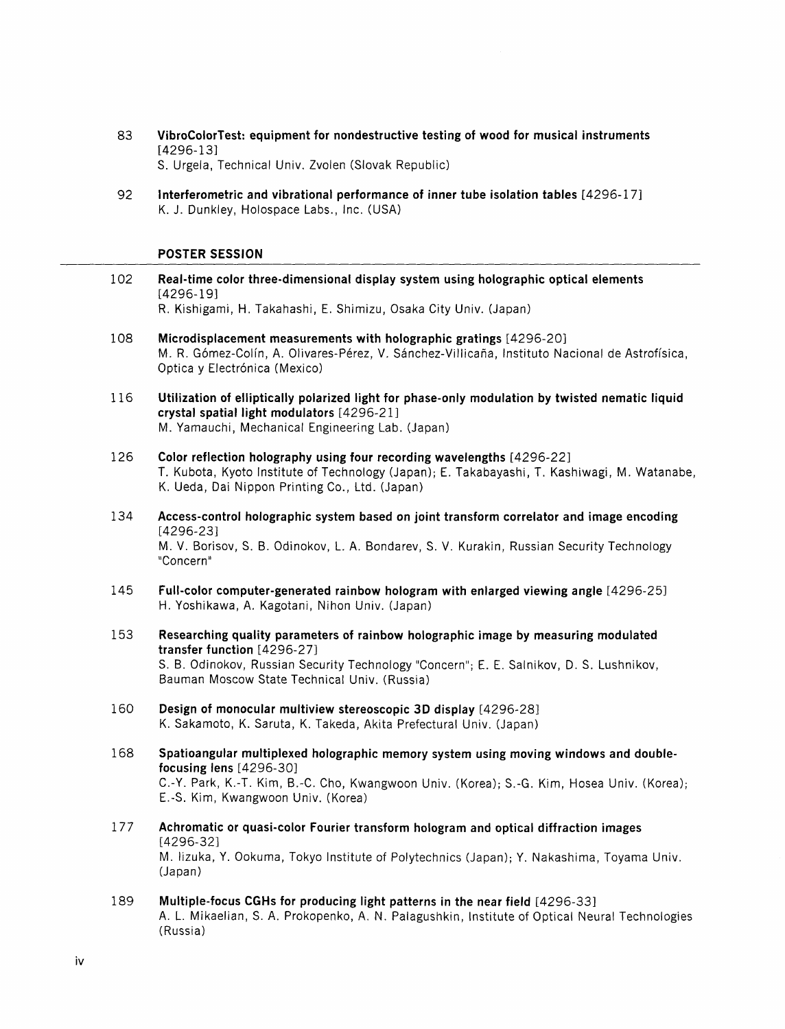83 **VibroColorTest: equipment for nondestructive testing of wood for musical instruments** [4296-13]
S. Urgela, Technical Univ. Zvolen (Slovak Republic)

92 **Interferometric and vibrational performance of inner tube isolation tables** [4296-17]
K. J. Dunkley, Holospace Labs., Inc. (USA)

## POSTER SESSION

102 **Real-time color three-dimensional display system using holographic optical elements** [4296-19]
R. Kishigami, H. Takahashi, E. Shimizu, Osaka City Univ. (Japan)

108 **Microdisplacement measurements with holographic gratings** [4296-20]
M. R. Gómez-Colín, A. Olivares-Pérez, V. Sánchez-Villicaña, Instituto Nacional de Astrofísica, Optica y Electrónica (Mexico)

116 **Utilization of elliptically polarized light for phase-only modulation by twisted nematic liquid crystal spatial light modulators** [4296-21]
M. Yamauchi, Mechanical Engineering Lab. (Japan)

126 **Color reflection holography using four recording wavelengths** [4296-22]
T. Kubota, Kyoto Institute of Technology (Japan); E. Takabayashi, T. Kashiwagi, M. Watanabe, K. Ueda, Dai Nippon Printing Co., Ltd. (Japan)

134 **Access-control holographic system based on joint transform correlator and image encoding** [4296-23]
M. V. Borisov, S. B. Odinokov, L. A. Bondarev, S. V. Kurakin, Russian Security Technology "Concern"

145 **Full-color computer-generated rainbow hologram with enlarged viewing angle** [4296-25]
H. Yoshikawa, A. Kagotani, Nihon Univ. (Japan)

153 **Researching quality parameters of rainbow holographic image by measuring modulated transfer function** [4296-27]
S. B. Odinokov, Russian Security Technology "Concern"; E. E. Salnikov, D. S. Lushnikov, Bauman Moscow State Technical Univ. (Russia)

160 **Design of monocular multiview stereoscopic 3D display** [4296-28]
K. Sakamoto, K. Saruta, K. Takeda, Akita Prefectural Univ. (Japan)

168 **Spatioangular multiplexed holographic memory system using moving windows and double-focusing lens** [4296-30]
C.-Y. Park, K.-T. Kim, B.-C. Cho, Kwangwoon Univ. (Korea); S.-G. Kim, Hosea Univ. (Korea); E.-S. Kim, Kwangwoon Univ. (Korea)

177 **Achromatic or quasi-color Fourier transform hologram and optical diffraction images** [4296-32]
M. Iizuka, Y. Ookuma, Tokyo Institute of Polytechnics (Japan); Y. Nakashima, Toyama Univ. (Japan)

189 **Multiple-focus CGHs for producing light patterns in the near field** [4296-33]
A. L. Mikaelian, S. A. Prokopenko, A. N. Palagushkin, Institute of Optical Neural Technologies (Russia)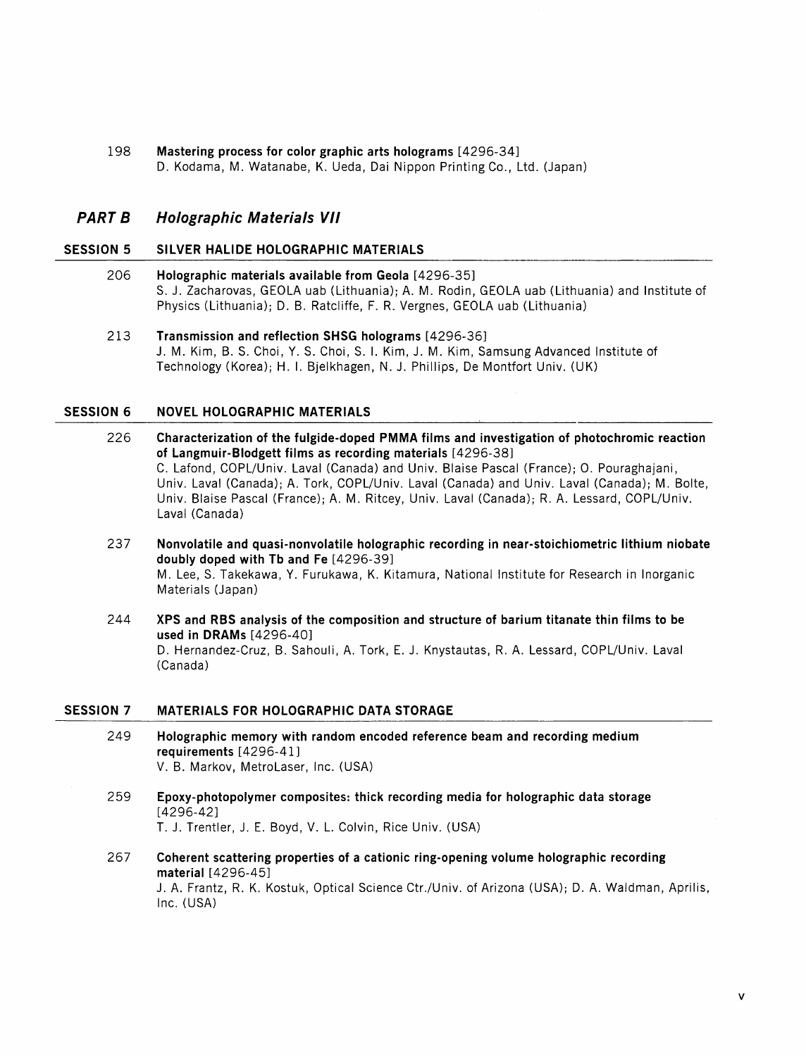198 **Mastering process for color graphic arts holograms** [4296-34]
D. Kodama, M. Watanabe, K. Ueda, Dai Nippon Printing Co., Ltd. (Japan)

## *PART B Holographic Materials VII*

### SESSION 5 SILVER HALIDE HOLOGRAPHIC MATERIALS

206 **Holographic materials available from Geola** [4296-35]
S. J. Zacharovas, GEOLA uab (Lithuania); A. M. Rodin, GEOLA uab (Lithuania) and Institute of Physics (Lithuania); D. B. Ratcliffe, F. R. Vergnes, GEOLA uab (Lithuania)

213 **Transmission and reflection SHSG holograms** [4296-36]
J. M. Kim, B. S. Choi, Y. S. Choi, S. I. Kim, J. M. Kim, Samsung Advanced Institute of Technology (Korea); H. I. Bjelkhagen, N. J. Phillips, De Montfort Univ. (UK)

### SESSION 6 NOVEL HOLOGRAPHIC MATERIALS

226 **Characterization of the fulgide-doped PMMA films and investigation of photochromic reaction of Langmuir-Blodgett films as recording materials** [4296-38]
C. Lafond, COPL/Univ. Laval (Canada) and Univ. Blaise Pascal (France); O. Pouraghajani, Univ. Laval (Canada); A. Tork, COPL/Univ. Laval (Canada) and Univ. Laval (Canada); M. Bolte, Univ. Blaise Pascal (France); A. M. Ritcey, Univ. Laval (Canada); R. A. Lessard, COPL/Univ. Laval (Canada)

237 **Nonvolatile and quasi-nonvolatile holographic recording in near-stoichiometric lithium niobate doubly doped with Tb and Fe** [4296-39]
M. Lee, S. Takekawa, Y. Furukawa, K. Kitamura, National Institute for Research in Inorganic Materials (Japan)

244 **XPS and RBS analysis of the composition and structure of barium titanate thin films to be used in DRAMs** [4296-40]
D. Hernandez-Cruz, B. Sahouli, A. Tork, E. J. Knystautas, R. A. Lessard, COPL/Univ. Laval (Canada)

### SESSION 7 MATERIALS FOR HOLOGRAPHIC DATA STORAGE

249 **Holographic memory with random encoded reference beam and recording medium requirements** [4296-41]
V. B. Markov, MetroLaser, Inc. (USA)

259 **Epoxy-photopolymer composites: thick recording media for holographic data storage** [4296-42]
T. J. Trentler, J. E. Boyd, V. L. Colvin, Rice Univ. (USA)

267 **Coherent scattering properties of a cationic ring-opening volume holographic recording material** [4296-45]
J. A. Frantz, R. K. Kostuk, Optical Science Ctr./Univ. of Arizona (USA); D. A. Waldman, Aprilis, Inc. (USA)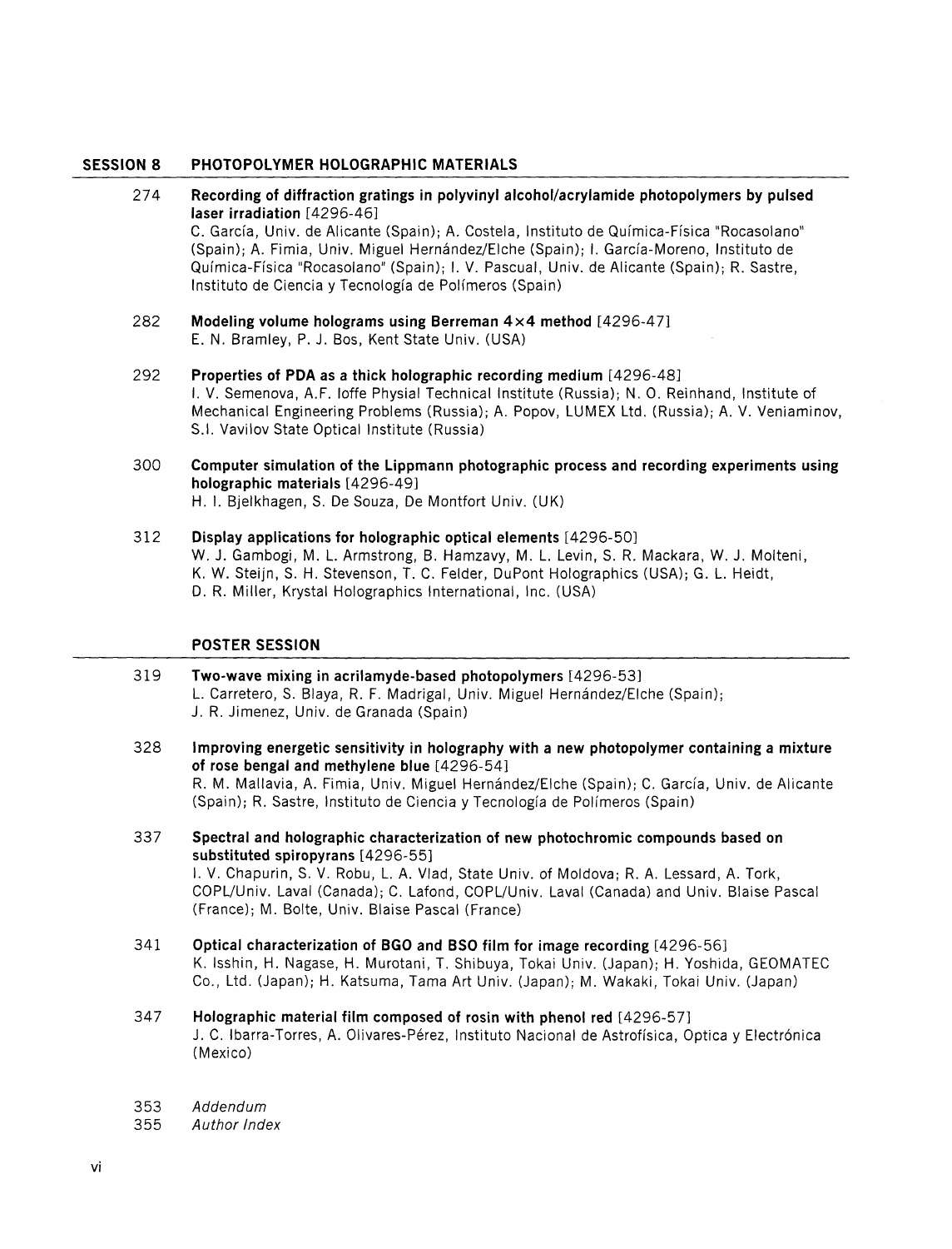## SESSION 8 PHOTOPOLYMER HOLOGRAPHIC MATERIALS

274 **Recording of diffraction gratings in polyvinyl alcohol/acrylamide photopolymers by pulsed laser irradiation** [4296-46]
C. García, Univ. de Alicante (Spain); A. Costela, Instituto de Química-Física "Rocasolano" (Spain); A. Fimia, Univ. Miguel Hernández/Elche (Spain); I. García-Moreno, Instituto de Química-Física "Rocasolano" (Spain); I. V. Pascual, Univ. de Alicante (Spain); R. Sastre, Instituto de Ciencia y Tecnología de Polímeros (Spain)

282 **Modeling volume holograms using Berreman 4×4 method** [4296-47]
E. N. Bramley, P. J. Bos, Kent State Univ. (USA)

292 **Properties of PDA as a thick holographic recording medium** [4296-48]
I. V. Semenova, A.F. Ioffe Physial Technical Institute (Russia); N. O. Reinhand, Institute of Mechanical Engineering Problems (Russia); A. Popov, LUMEX Ltd. (Russia); A. V. Veniaminov, S.I. Vavilov State Optical Institute (Russia)

300 **Computer simulation of the Lippmann photographic process and recording experiments using holographic materials** [4296-49]
H. I. Bjelkhagen, S. De Souza, De Montfort Univ. (UK)

312 **Display applications for holographic optical elements** [4296-50]
W. J. Gambogi, M. L. Armstrong, B. Hamzavy, M. L. Levin, S. R. Mackara, W. J. Molteni, K. W. Steijn, S. H. Stevenson, T. C. Felder, DuPont Holographics (USA); G. L. Heidt, D. R. Miller, Krystal Holographics International, Inc. (USA)

## POSTER SESSION

319 **Two-wave mixing in acrilamyde-based photopolymers** [4296-53]
L. Carretero, S. Blaya, R. F. Madrigal, Univ. Miguel Hernández/Elche (Spain); J. R. Jimenez, Univ. de Granada (Spain)

328 **Improving energetic sensitivity in holography with a new photopolymer containing a mixture of rose bengal and methylene blue** [4296-54]
R. M. Mallavia, A. Fimia, Univ. Miguel Hernández/Elche (Spain); C. García, Univ. de Alicante (Spain); R. Sastre, Instituto de Ciencia y Tecnología de Polímeros (Spain)

337 **Spectral and holographic characterization of new photochromic compounds based on substituted spiropyrans** [4296-55]
I. V. Chapurin, S. V. Robu, L. A. Vlad, State Univ. of Moldova; R. A. Lessard, A. Tork, COPL/Univ. Laval (Canada); C. Lafond, COPL/Univ. Laval (Canada) and Univ. Blaise Pascal (France); M. Bolte, Univ. Blaise Pascal (France)

341 **Optical characterization of BGO and BSO film for image recording** [4296-56]
K. Isshin, H. Nagase, H. Murotani, T. Shibuya, Tokai Univ. (Japan); H. Yoshida, GEOMATEC Co., Ltd. (Japan); H. Katsuma, Tama Art Univ. (Japan); M. Wakaki, Tokai Univ. (Japan)

347 **Holographic material film composed of rosin with phenol red** [4296-57]
J. C. Ibarra-Torres, A. Olivares-Pérez, Instituto Nacional de Astrofísica, Optica y Electrónica (Mexico)

353 *Addendum*
355 *Author Index*